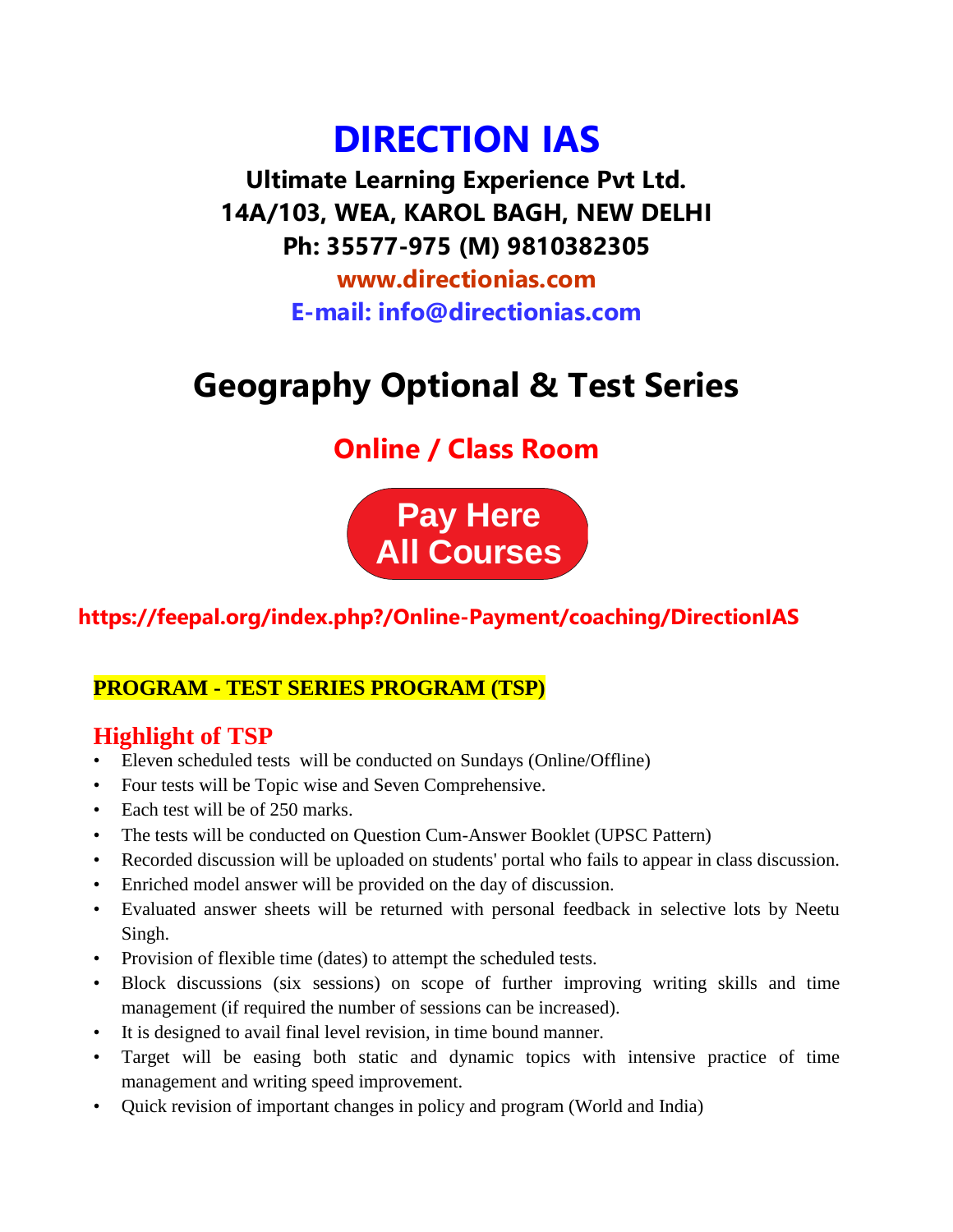# DIRECTION IAS

**Ultimate Learning Experience Pvt Ltd.**
**14A/103, WEA, KAROL BAGH, NEW DELHI**
**Ph: 35577-975 (M) 9810382305**
**www.directionias.com**
**E-mail: info@directionias.com**

# Geography Optional & Test Series

## Online / Class Room

**Pay Here All Courses**

**https://feepal.org/index.php?/Online-Payment/coaching/DirectionIAS**

**PROGRAM - TEST SERIES PROGRAM (TSP)**

## Highlight of TSP

- Eleven scheduled tests will be conducted on Sundays (Online/Offline)
- Four tests will be Topic wise and Seven Comprehensive.
- Each test will be of 250 marks.
- The tests will be conducted on Question Cum-Answer Booklet (UPSC Pattern)
- Recorded discussion will be uploaded on students' portal who fails to appear in class discussion.
- Enriched model answer will be provided on the day of discussion.
- Evaluated answer sheets will be returned with personal feedback in selective lots by Neetu Singh.
- Provision of flexible time (dates) to attempt the scheduled tests.
- Block discussions (six sessions) on scope of further improving writing skills and time management (if required the number of sessions can be increased).
- It is designed to avail final level revision, in time bound manner.
- Target will be easing both static and dynamic topics with intensive practice of time management and writing speed improvement.
- Quick revision of important changes in policy and program (World and India)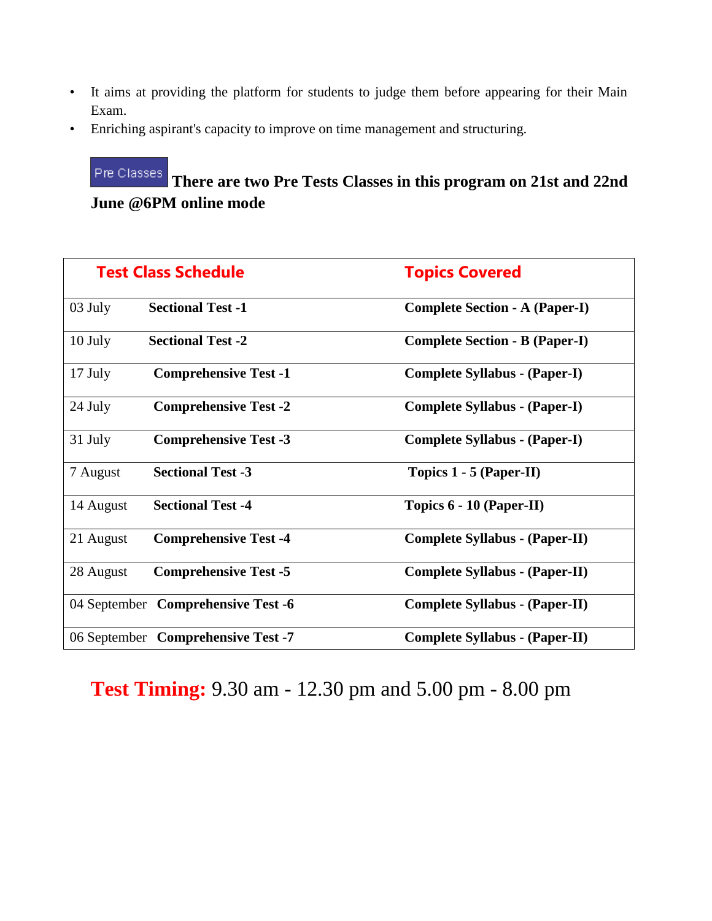- It aims at providing the platform for students to judge them before appearing for their Main Exam.
- Enriching aspirant's capacity to improve on time management and structuring.

Pre Classes **There are two Pre Tests Classes in this program on 21st and 22nd June @6PM online mode**

| Test Class Schedule | | Topics Covered |
|---|---|---|
| 03 July | **Sectional Test -1** | **Complete Section - A (Paper-I)** |
| 10 July | **Sectional Test -2** | **Complete Section - B (Paper-I)** |
| 17 July | **Comprehensive Test -1** | **Complete Syllabus - (Paper-I)** |
| 24 July | **Comprehensive Test -2** | **Complete Syllabus - (Paper-I)** |
| 31 July | **Comprehensive Test -3** | **Complete Syllabus - (Paper-I)** |
| 7 August | **Sectional Test -3** | **Topics 1 - 5 (Paper-II)** |
| 14 August | **Sectional Test -4** | **Topics 6 - 10 (Paper-II)** |
| 21 August | **Comprehensive Test -4** | **Complete Syllabus - (Paper-II)** |
| 28 August | **Comprehensive Test -5** | **Complete Syllabus - (Paper-II)** |
| 04 September | **Comprehensive Test -6** | **Complete Syllabus - (Paper-II)** |
| 06 September | **Comprehensive Test -7** | **Complete Syllabus - (Paper-II)** |

**Test Timing:** 9.30 am - 12.30 pm and 5.00 pm - 8.00 pm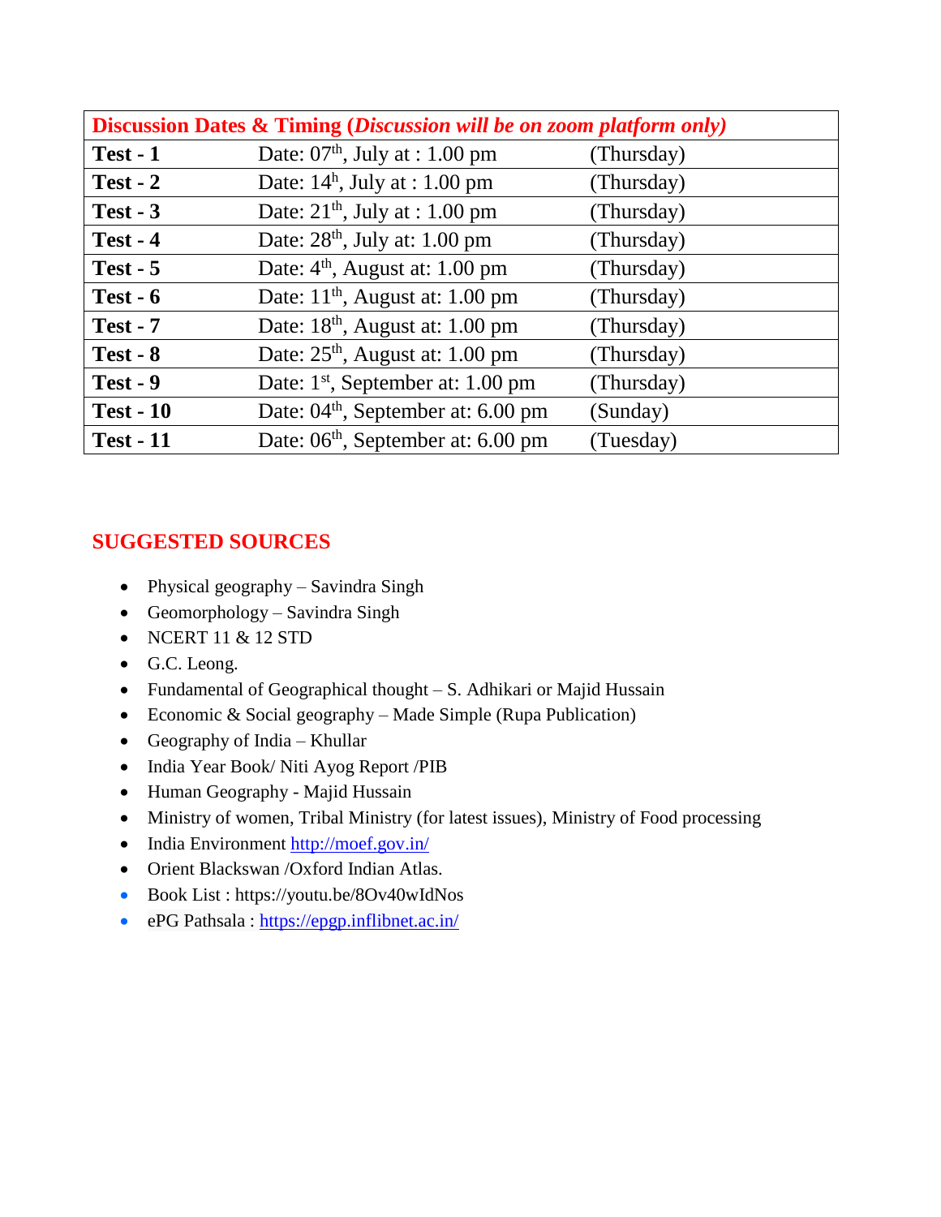| **Discussion Dates & Timing (*Discussion will be on zoom platform only)*** | | |
|---|---|---|
| **Test - 1** | Date: 07th, July at : 1.00 pm | (Thursday) |
| **Test - 2** | Date: 14h, July at : 1.00 pm | (Thursday) |
| **Test - 3** | Date: 21th, July at : 1.00 pm | (Thursday) |
| **Test - 4** | Date: 28th, July at: 1.00 pm | (Thursday) |
| **Test - 5** | Date: 4th, August at: 1.00 pm | (Thursday) |
| **Test - 6** | Date: 11th, August at: 1.00 pm | (Thursday) |
| **Test - 7** | Date: 18th, August at: 1.00 pm | (Thursday) |
| **Test - 8** | Date: 25th, August at: 1.00 pm | (Thursday) |
| **Test - 9** | Date: 1st, September at: 1.00 pm | (Thursday) |
| **Test - 10** | Date: 04th, September at: 6.00 pm | (Sunday) |
| **Test - 11** | Date: 06th, September at: 6.00 pm | (Tuesday) |

## SUGGESTED SOURCES

- Physical geography – Savindra Singh
- Geomorphology – Savindra Singh
- NCERT 11 & 12 STD
- G.C. Leong.
- Fundamental of Geographical thought – S. Adhikari or Majid Hussain
- Economic & Social geography – Made Simple (Rupa Publication)
- Geography of India – Khullar
- India Year Book/ Niti Ayog Report /PIB
- Human Geography - Majid Hussain
- Ministry of women, Tribal Ministry (for latest issues), Ministry of Food processing
- India Environment http://moef.gov.in/
- Orient Blackswan /Oxford Indian Atlas.
- Book List : https://youtu.be/8Ov40wIdNos
- ePG Pathsala : https://epgp.inflibnet.ac.in/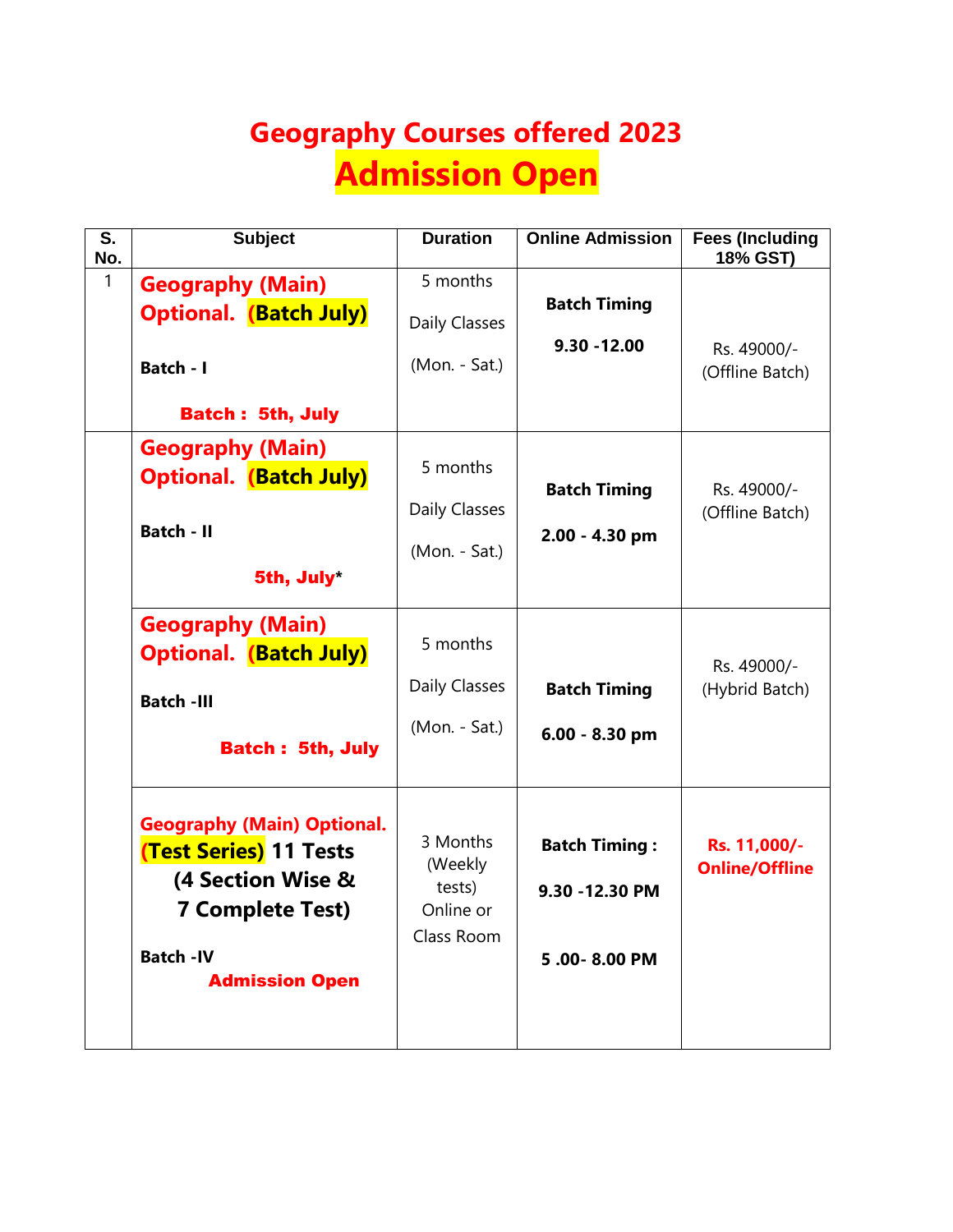# Geography Courses offered 2023

# Admission Open

| S. No. | Subject | Duration | Online Admission | Fees (Including 18% GST) |
|---|---|---|---|---|
| 1 | **Geography (Main) Optional. (Batch July)**<br><br>**Batch - I**<br><br>**Batch : 5th, July** | 5 months<br>Daily Classes<br>(Mon. - Sat.) | **Batch Timing**<br>**9.30 -12.00** | Rs. 49000/-<br>(Offline Batch) |
| | **Geography (Main) Optional. (Batch July)**<br><br>**Batch - II**<br><br>**5th, July*** | 5 months<br>Daily Classes<br>(Mon. - Sat.) | **Batch Timing**<br>**2.00 - 4.30 pm** | Rs. 49000/-<br>(Offline Batch) |
| | **Geography (Main) Optional. (Batch July)**<br><br>**Batch -III**<br><br>**Batch : 5th, July** | 5 months<br>Daily Classes<br>(Mon. - Sat.) | **Batch Timing**<br>**6.00 - 8.30 pm** | Rs. 49000/-<br>(Hybrid Batch) |
| | **Geography (Main) Optional. (Test Series) 11 Tests (4 Section Wise & 7 Complete Test)**<br><br>**Batch -IV**<br>**Admission Open** | 3 Months<br>(Weekly tests)<br>Online or<br>Class Room | **Batch Timing :**<br>**9.30 -12.30 PM**<br>**5 .00- 8.00 PM** | **Rs. 11,000/- Online/Offline** |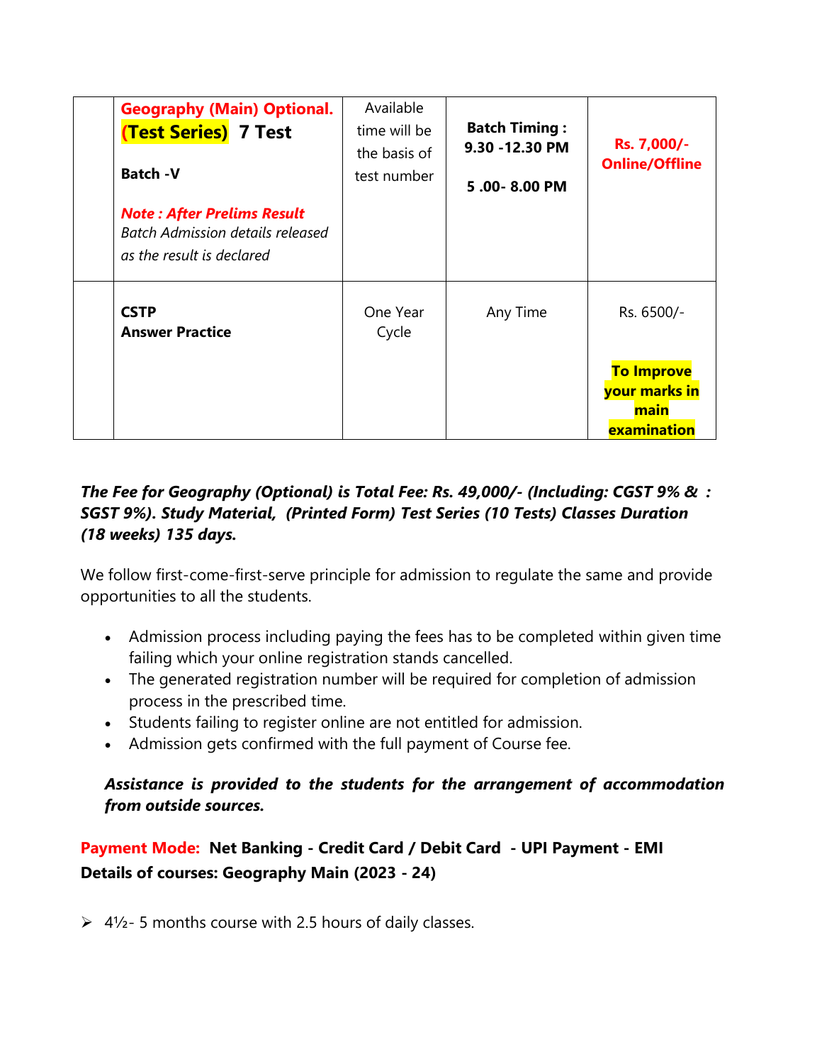| | | | | |
|---|---|---|---|---|
| | **Geography (Main) Optional. (Test Series) 7 Test**<br><br>**Batch -V**<br><br>***Note : After Prelims Result***<br>*Batch Admission details released as the result is declared* | Available time will be the basis of test number | **Batch Timing : 9.30 -12.30 PM**<br><br>**5 .00- 8.00 PM** | **Rs. 7,000/- Online/Offline** |
| | **CSTP**<br>**Answer Practice** | One Year Cycle | Any Time | Rs. 6500/-<br><br>**To Improve your marks in main examination** |

***The Fee for Geography (Optional) is Total Fee: Rs. 49,000/- (Including: CGST 9% & : SGST 9%). Study Material, (Printed Form) Test Series (10 Tests) Classes Duration (18 weeks) 135 days.***

We follow first-come-first-serve principle for admission to regulate the same and provide opportunities to all the students.

- Admission process including paying the fees has to be completed within given time failing which your online registration stands cancelled.
- The generated registration number will be required for completion of admission process in the prescribed time.
- Students failing to register online are not entitled for admission.
- Admission gets confirmed with the full payment of Course fee.

***Assistance is provided to the students for the arrangement of accommodation from outside sources.***

**Payment Mode: Net Banking - Credit Card / Debit Card - UPI Payment - EMI**

**Details of courses: Geography Main (2023 - 24)**

- 4½- 5 months course with 2.5 hours of daily classes.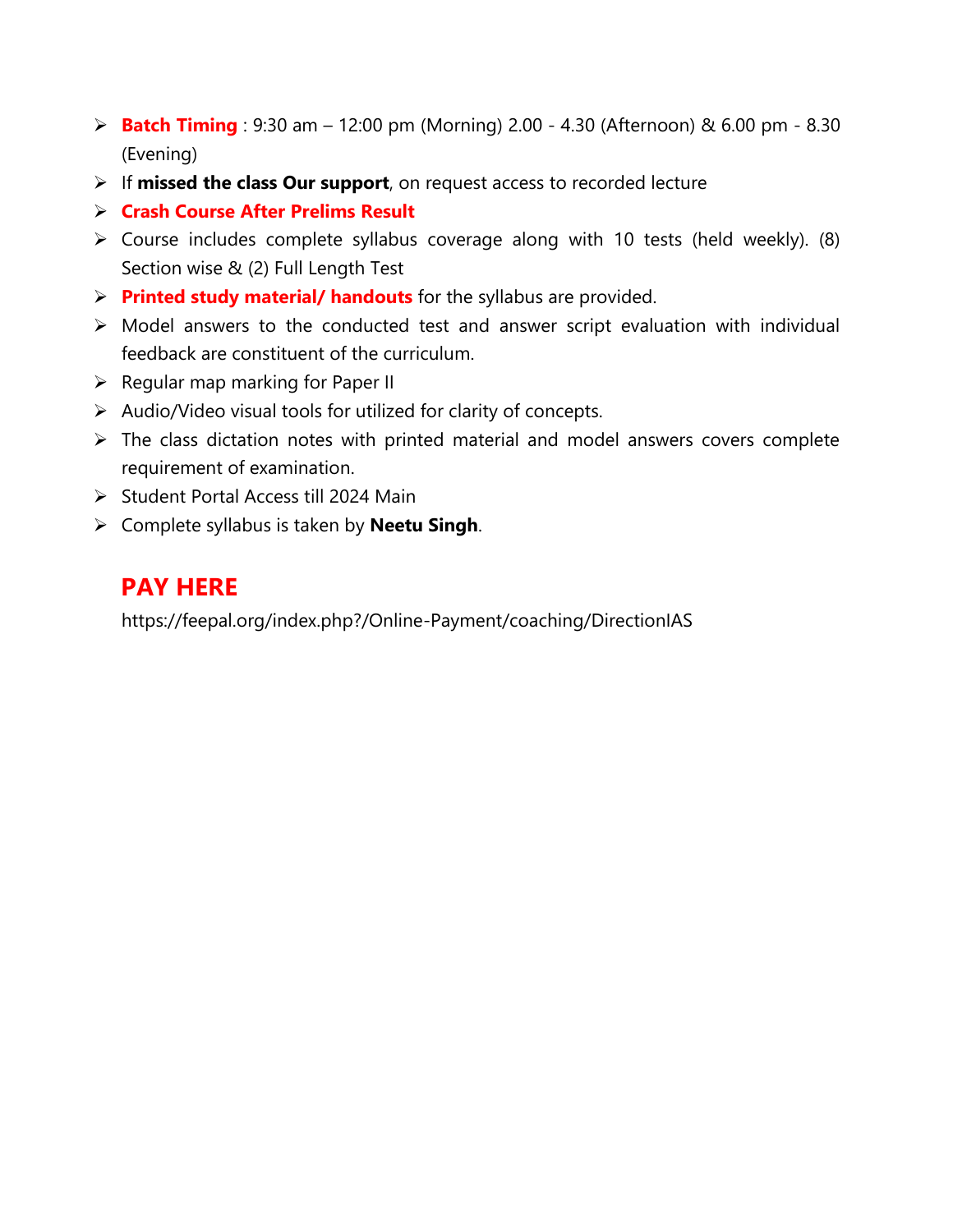- **Batch Timing** : 9:30 am – 12:00 pm (Morning) 2.00 - 4.30 (Afternoon) & 6.00 pm - 8.30 (Evening)
- If **missed the class Our support**, on request access to recorded lecture
- **Crash Course After Prelims Result**
- Course includes complete syllabus coverage along with 10 tests (held weekly). (8) Section wise & (2) Full Length Test
- **Printed study material/ handouts** for the syllabus are provided.
- Model answers to the conducted test and answer script evaluation with individual feedback are constituent of the curriculum.
- Regular map marking for Paper II
- Audio/Video visual tools for utilized for clarity of concepts.
- The class dictation notes with printed material and model answers covers complete requirement of examination.
- Student Portal Access till 2024 Main
- Complete syllabus is taken by **Neetu Singh**.

## PAY HERE

https://feepal.org/index.php?/Online-Payment/coaching/DirectionIAS